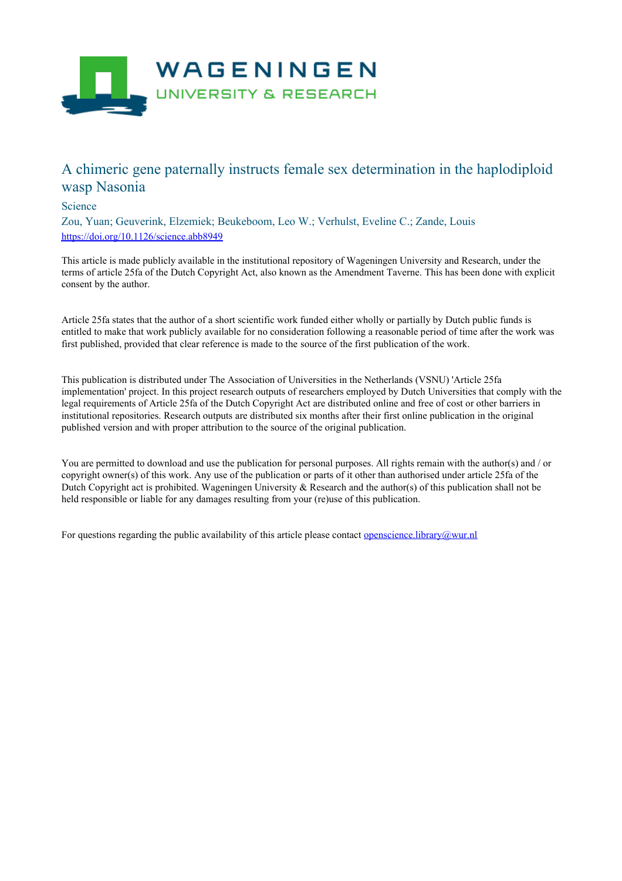# A chimeric gene paternally instructs female sex determination in the haplodiploid wasp Nasonia

Science

Zou, Yuan; Geuverink, Elzemiek; Beukeboom, Leo W.; Verhulst, Eveline C.; Zande, Louis

https://doi.org/10.1126/science.abb8949

This article is made publicly available in the institutional repository of Wageningen University and Research, under the terms of article 25fa of the Dutch Copyright Act, also known as the Amendment Taverne. This has been done with explicit consent by the author.

Article 25fa states that the author of a short scientific work funded either wholly or partially by Dutch public funds is entitled to make that work publicly available for no consideration following a reasonable period of time after the work was first published, provided that clear reference is made to the source of the first publication of the work.

This publication is distributed under The Association of Universities in the Netherlands (VSNU) 'Article 25fa implementation' project. In this project research outputs of researchers employed by Dutch Universities that comply with the legal requirements of Article 25fa of the Dutch Copyright Act are distributed online and free of cost or other barriers in institutional repositories. Research outputs are distributed six months after their first online publication in the original published version and with proper attribution to the source of the original publication.

You are permitted to download and use the publication for personal purposes. All rights remain with the author(s) and / or copyright owner(s) of this work. Any use of the publication or parts of it other than authorised under article 25fa of the Dutch Copyright act is prohibited. Wageningen University & Research and the author(s) of this publication shall not be held responsible or liable for any damages resulting from your (re)use of this publication.

For questions regarding the public availability of this article please contact openscience.library@wur.nl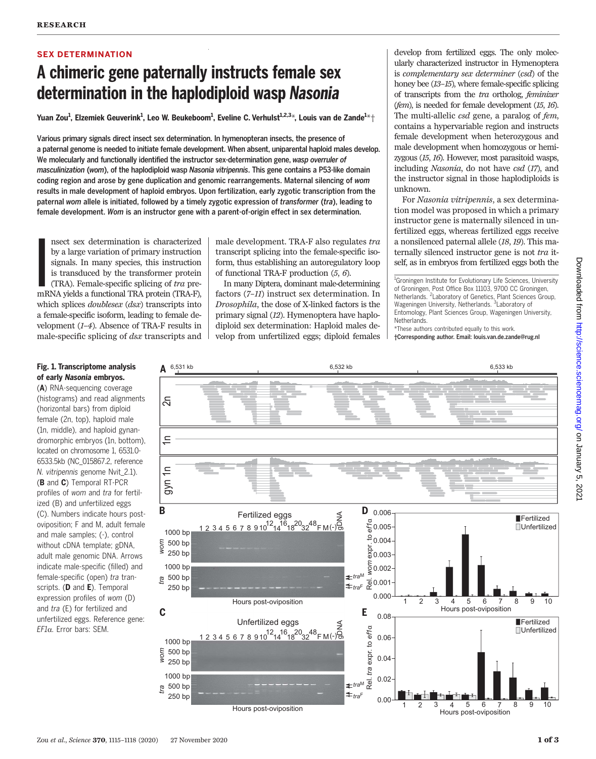## SEX DETERMINATION

# A chimeric gene paternally instructs female sex determination in the haplodiploid wasp *Nasonia*

Yuan Zou[1], Elzemiek Geuverink[1], Leo W. Beukeboom[1], Eveline C. Verhulst[1,2,3]*, Louis van de Zande[1]*†

**Various primary signals direct insect sex determination. In hymenopteran insects, the presence of a paternal genome is needed to initiate female development. When absent, uniparental haploid males develop. We molecularly and functionally identified the instructor sex-determination gene, *wasp overruler of masculinization* (*wom*), of the haplodiploid wasp *Nasonia vitripennis*. This gene contains a P53-like domain coding region and arose by gene duplication and genomic rearrangements. Maternal silencing of *wom* results in male development of haploid embryos. Upon fertilization, early zygotic transcription from the paternal *wom* allele is initiated, followed by a timely zygotic expression of *transformer* (*tra*), leading to female development. *Wom* is an instructor gene with a parent-of-origin effect in sex determination.**

Insect sex determination is characterized by a large variation of primary instruction signals. In many species, this instruction is transduced by the transformer protein (TRA). Female-specific splicing of *tra* pre-mRNA yields a functional TRA protein (TRA-F), which splices *doublesex* (*dsx*) transcripts into a female-specific isoform, leading to female development (*1*–*4*). Absence of TRA-F results in male-specific splicing of *dsx* transcripts and male development. TRA-F also regulates *tra* transcript splicing into the female-specific isoform, thus establishing an autoregulatory loop of functional TRA-F production (*5*, *6*).

In many Diptera, dominant male-determining factors (*7*–*11*) instruct sex determination. In *Drosophila*, the dose of X-linked factors is the primary signal (*12*). Hymenoptera have haplodiploid sex determination: Haploid males develop from unfertilized eggs; diploid females develop from fertilized eggs. The only molecularly characterized instructor in Hymenoptera is *complementary sex determiner* (*csd*) of the honey bee (*13*–*15*), where female-specific splicing of transcripts from the *tra* ortholog, *feminizer* (*fem*), is needed for female development (*15*, *16*). The multi-allelic *csd* gene, a paralog of *fem*, contains a hypervariable region and instructs female development when heterozygous and male development when homozygous or hemizygous (*15*, *16*). However, most parasitoid wasps, including *Nasonia*, do not have *csd* (*17*), and the instructor signal in those haplodiploids is unknown.

For *Nasonia vitripennis*, a sex determination model was proposed in which a primary instructor gene is maternally silenced in unfertilized eggs, whereas fertilized eggs receive a nonsilenced paternal allele (*18*, *19*). This maternally silenced instructor gene is not *tra* itself, as in embryos from fertilized eggs both the

[1]Groningen Institute for Evolutionary Life Sciences, University of Groningen, Post Office Box 11103, 9700 CC Groningen, Netherlands. [2]Laboratory of Genetics, Plant Sciences Group, Wageningen University, Netherlands. [3]Laboratory of Entomology, Plant Sciences Group, Wageningen University, Netherlands.
*These authors contributed equally to this work.
†Corresponding author. Email: louis.van.de.zande@rug.nl

**Fig. 1. Transcriptome analysis of early *Nasonia* embryos.** (**A**) RNA-sequencing coverage (histograms) and read alignments (horizontal bars) from diploid female (2n, top), haploid male (1n, middle), and haploid gynandromorphic embryos (1n, bottom), located on chromosome 1, 6531.0-6533.5kb (NC_015867.2, reference *N. vitripennis* genome Nvit_2.1). (**B** and **C**) Temporal RT-PCR profiles of *wom* and *tra* for fertilized (B) and unfertilized eggs (C). Numbers indicate hours post-oviposition; F and M, adult female and male samples; (-), control without cDNA template; gDNA, adult male genomic DNA. Arrows indicate male-specific (filled) and female-specific (open) *tra* transcripts. (**D** and **E**) Temporal expression profiles of *wom* (D) and *tra* (E) for fertilized and unfertilized eggs. Reference gene: *EF1α*. Error bars: SEM.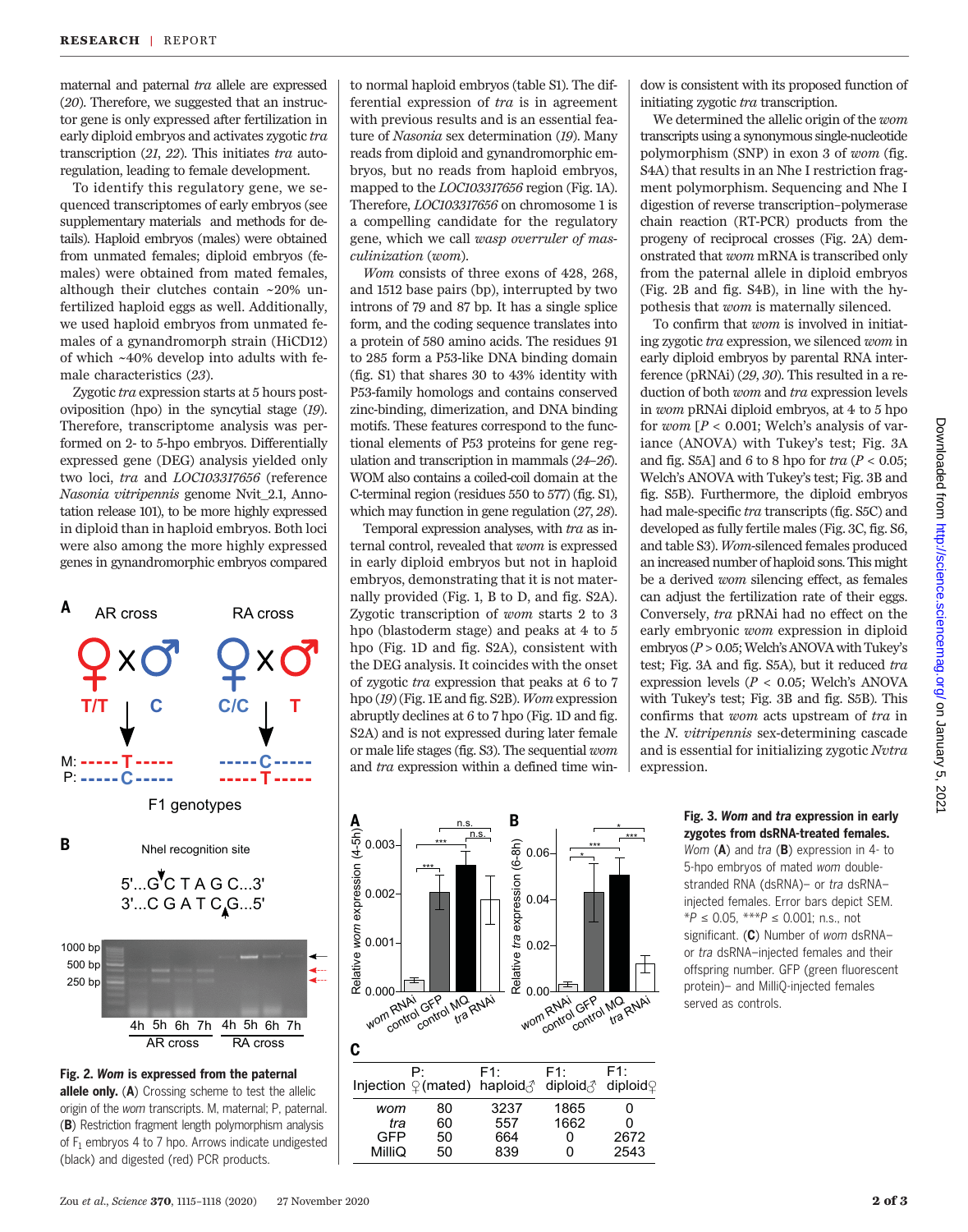maternal and paternal *tra* allele are expressed (20). Therefore, we suggested that an instructor gene is only expressed after fertilization in early diploid embryos and activates zygotic *tra* transcription (21, 22). This initiates *tra* autoregulation, leading to female development.

To identify this regulatory gene, we sequenced transcriptomes of early embryos (see supplementary materials and methods for details). Haploid embryos (males) were obtained from unmated females; diploid embryos (females) were obtained from mated females, although their clutches contain ~20% unfertilized haploid eggs as well. Additionally, we used haploid embryos from unmated females of a gynandromorph strain (HiCD12) of which ~40% develop into adults with female characteristics (23).

Zygotic *tra* expression starts at 5 hours post-oviposition (hpo) in the syncytial stage (19). Therefore, transcriptome analysis was performed on 2- to 5-hpo embryos. Differentially expressed gene (DEG) analysis yielded only two loci, *tra* and *LOC103317656* (reference *Nasonia vitripennis* genome Nvit_2.1, Annotation release 101), to be more highly expressed in diploid than in haploid embryos. Both loci were also among the more highly expressed genes in gynandromorphic embryos compared to normal haploid embryos (table S1). The differential expression of *tra* is in agreement with previous results and is an essential feature of *Nasonia* sex determination (19). Many reads from diploid and gynandromorphic embryos, but no reads from haploid embryos, mapped to the *LOC103317656* region (Fig. 1A). Therefore, *LOC103317656* on chromosome 1 is a compelling candidate for the regulatory gene, which we call *wasp overruler of masculinization* (*wom*).

*Wom* consists of three exons of 428, 268, and 1512 base pairs (bp), interrupted by two introns of 79 and 87 bp. It has a single splice form, and the coding sequence translates into a protein of 580 amino acids. The residues 91 to 285 form a P53-like DNA binding domain (fig. S1) that shares 30 to 43% identity with P53-family homologs and contains conserved zinc-binding, dimerization, and DNA binding motifs. These features correspond to the functional elements of P53 proteins for gene regulation and transcription in mammals (24–26). WOM also contains a coiled-coil domain at the C-terminal region (residues 550 to 577) (fig. S1), which may function in gene regulation (27, 28).

Temporal expression analyses, with *tra* as internal control, revealed that *wom* is expressed in early diploid embryos but not in haploid embryos, demonstrating that it is not maternally provided (Fig. 1, B to D, and fig. S2A). Zygotic transcription of *wom* starts 2 to 3 hpo (blastoderm stage) and peaks at 4 to 5 hpo (Fig. 1D and fig. S2A), consistent with the DEG analysis. It coincides with the onset of zygotic *tra* expression that peaks at 6 to 7 hpo (19) (Fig. 1E and fig. S2B). *Wom* expression abruptly declines at 6 to 7 hpo (Fig. 1D and fig. S2A) and is not expressed during later female or male life stages (fig. S3). The sequential *wom* and *tra* expression within a defined time window is consistent with its proposed function of initiating zygotic *tra* transcription.

We determined the allelic origin of the *wom* transcripts using a synonymous single-nucleotide polymorphism (SNP) in exon 3 of *wom* (fig. S4A) that results in an Nhe I restriction fragment length polymorphism. Sequencing and Nhe I digestion of reverse transcription–polymerase chain reaction (RT-PCR) products from the progeny of reciprocal crosses (Fig. 2A) demonstrated that *wom* mRNA is transcribed only from the paternal allele in diploid embryos (Fig. 2B and fig. S4B), in line with the hypothesis that *wom* is maternally silenced.

To confirm that *wom* is involved in initiating zygotic *tra* expression, we silenced *wom* in early diploid embryos by parental RNA interference (pRNAi) (29, 30). This resulted in a reduction of both *wom* and *tra* expression levels in *wom* pRNAi diploid embryos, at 4 to 5 hpo for *wom* [$P < 0.001$; Welch's analysis of variance (ANOVA) with Tukey's test; Fig. 3A and fig. S5A] and 6 to 8 hpo for *tra* ($P < 0.05$; Welch's ANOVA with Tukey's test; Fig. 3B and fig. S5B). Furthermore, the diploid embryos had male-specific *tra* transcripts (fig. S5C) and developed as fully fertile males (Fig. 3C, fig. S6, and table S3). *Wom*-silenced females produced an increased number of haploid sons. This might be a derived *wom* silencing effect, as females can adjust the fertilization rate of their eggs. Conversely, *tra* pRNAi had no effect on the early embryonic *wom* expression in diploid embryos ($P > 0.05$; Welch's ANOVA with Tukey's test; Fig. 3A and fig. S5A), but it reduced *tra* expression levels ($P < 0.05$; Welch's ANOVA with Tukey's test; Fig. 3B and fig. S5B). This confirms that *wom* acts upstream of *tra* in the *N. vitripennis* sex-determining cascade and is essential for initializing zygotic *Nvtra* expression.

**Fig. 2. *Wom* is expressed from the paternal allele only.** (**A**) Crossing scheme to test the allelic origin of the *wom* transcripts. M, maternal; P, paternal. (**B**) Restriction fragment length polymorphism analysis of $F_1$ embryos 4 to 7 hpo. Arrows indicate undigested (black) and digested (red) PCR products.

| Injection | P: ♀(mated) | F1: haploid♂ | F1: diploid♂ | F1: diploid♀ |
|---|---|---|---|---|
| wom | 80 | 3237 | 1865 | 0 |
| tra | 60 | 557 | 1662 | 0 |
| GFP | 50 | 664 | 0 | 2672 |
| MilliQ | 50 | 839 | 0 | 2543 |

**Fig. 3. *Wom* and *tra* expression in early zygotes from dsRNA-treated females.** *Wom* (**A**) and *tra* (**B**) expression in 4- to 5-hpo embryos of mated *wom* double-stranded RNA (dsRNA)– or *tra* dsRNA–injected females. Error bars depict SEM. \*$P \leq 0.05$, \*\*\*$P \leq 0.001$; n.s., not significant. (**C**) Number of *wom* dsRNA– or *tra* dsRNA–injected females and their offspring number. GFP (green fluorescent protein)– and MilliQ-injected females served as controls.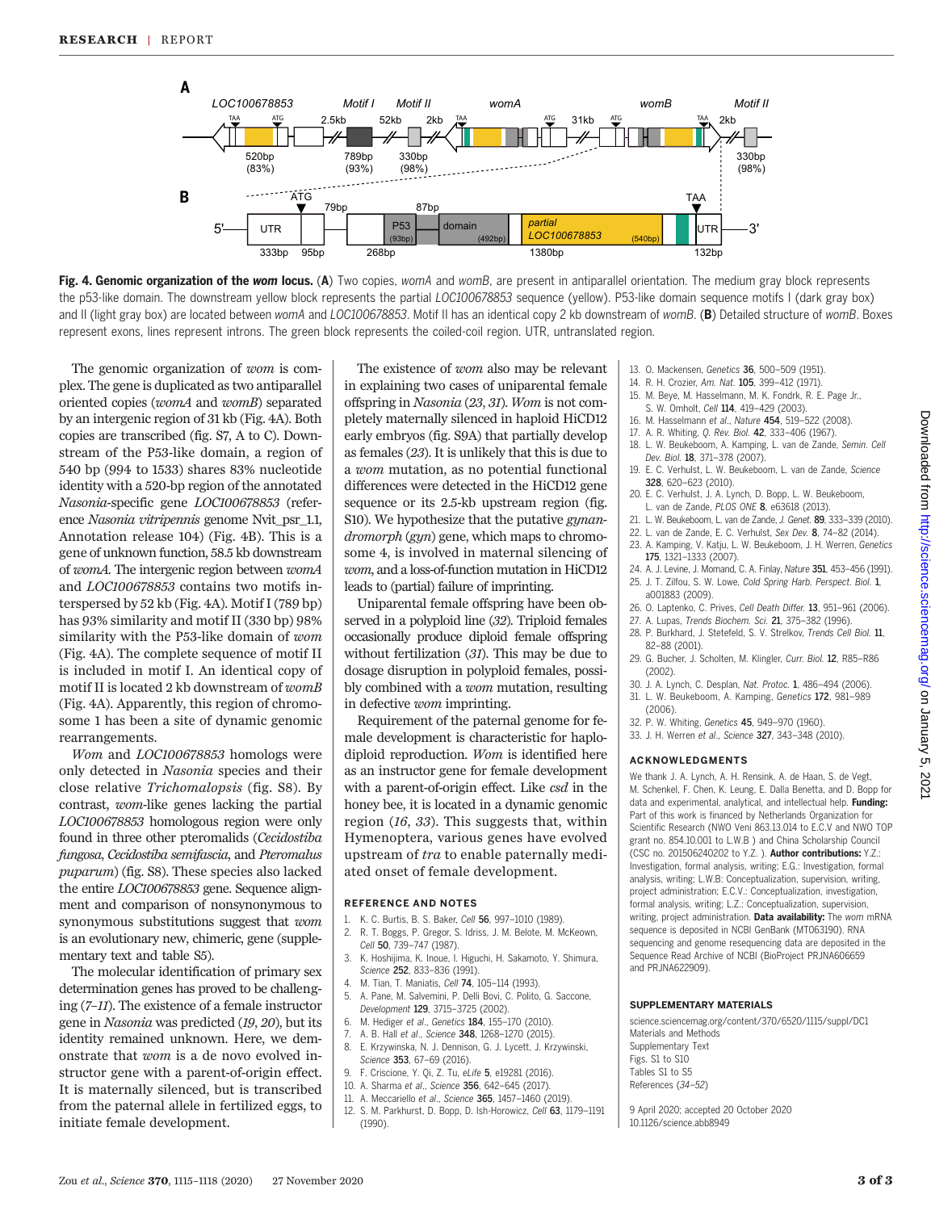**Fig. 4. Genomic organization of the *wom* locus.** (**A**) Two copies, *womA* and *womB*, are present in antiparallel orientation. The medium gray block represents the p53-like domain. The downstream yellow block represents the partial *LOC100678853* sequence (yellow). P53-like domain sequence motifs I (dark gray box) and II (light gray box) are located between *womA* and *LOC100678853*. Motif II has an identical copy 2 kb downstream of *womB*. (**B**) Detailed structure of *womB*. Boxes represent exons, lines represent introns. The green block represents the coiled-coil region. UTR, untranslated region.

The genomic organization of *wom* is complex. The gene is duplicated as two antiparallel oriented copies (*womA* and *womB*) separated by an intergenic region of 31 kb (Fig. 4A). Both copies are transcribed (fig. S7, A to C). Downstream of the P53-like domain, a region of 540 bp (994 to 1533) shares 83% nucleotide identity with a 520-bp region of the annotated *Nasonia*-specific gene *LOC100678853* (reference *Nasonia vitripennis* genome Nvit_psr_1.1, Annotation release 104) (Fig. 4B). This is a gene of unknown function, 58.5 kb downstream of *womA*. The intergenic region between *womA* and *LOC100678853* contains two motifs interspersed by 52 kb (Fig. 4A). Motif I (789 bp) has 93% similarity and motif II (330 bp) 98% similarity with the P53-like domain of *wom* (Fig. 4A). The complete sequence of motif II is included in motif I. An identical copy of motif II is located 2 kb downstream of *womB* (Fig. 4A). Apparently, this region of chromosome 1 has been a site of dynamic genomic rearrangements.

*Wom* and *LOC100678853* homologs were only detected in *Nasonia* species and their close relative *Trichomalopsis* (fig. S8). By contrast, *wom*-like genes lacking the partial *LOC100678853* homologous region were only found in three other pteromalids (*Cecidostiba fungosa*, *Cecidostiba semifascia*, and *Pteromalus puparum*) (fig. S8). These species also lacked the entire *LOC100678853* gene. Sequence alignment and comparison of nonsynonymous to synonymous substitutions suggest that *wom* is an evolutionary new, chimeric, gene (supplementary text and table S5).

The molecular identification of primary sex determination genes has proved to be challenging (*7*–*11*). The existence of a female instructor gene in *Nasonia* was predicted (*19*, *20*), but its identity remained unknown. Here, we demonstrate that *wom* is a de novo evolved instructor gene with a parent-of-origin effect. It is maternally silenced, but is transcribed from the paternal allele in fertilized eggs, to initiate female development.

The existence of *wom* also may be relevant in explaining two cases of uniparental female offspring in *Nasonia* (*23*, *31*). *Wom* is not completely maternally silenced in haploid HiCD12 early embryos (fig. S9A) that partially develop as females (*23*). It is unlikely that this is due to a *wom* mutation, as no potential functional differences were detected in the HiCD12 gene sequence or its 2.5-kb upstream region (fig. S10). We hypothesize that the putative *gynandromorph* (*gyn*) gene, which maps to chromosome 4, is involved in maternal silencing of *wom*, and a loss-of-function mutation in HiCD12 leads to (partial) failure of imprinting.

Uniparental female offspring have been observed in a polyploid line (*32*). Triploid females occasionally produce diploid female offspring without fertilization (*31*). This may be due to dosage disruption in polyploid females, possibly combined with a *wom* mutation, resulting in defective *wom* imprinting.

Requirement of the paternal genome for female development is characteristic for haplodiploid reproduction. *Wom* is identified here as an instructor gene for female development with a parent-of-origin effect. Like *csd* in the honey bee, it is located in a dynamic genomic region (*16*, *33*). This suggests that, within Hymenoptera, various genes have evolved upstream of *tra* to enable paternally mediated onset of female development.

## REFERENCE AND NOTES

1. K. C. Burtis, B. S. Baker, *Cell* **56**, 997–1010 (1989).
2. R. T. Boggs, P. Gregor, S. Idriss, J. M. Belote, M. McKeown, *Cell* **50**, 739–747 (1987).
3. K. Hoshijima, K. Inoue, I. Higuchi, H. Sakamoto, Y. Shimura, *Science* **252**, 833–836 (1991).
4. M. Tian, T. Maniatis, *Cell* **74**, 105–114 (1993).
5. A. Pane, M. Salvemini, P. Delli Bovi, C. Polito, G. Saccone, *Development* **129**, 3715–3725 (2002).
6. M. Hediger et al., *Genetics* **184**, 155–170 (2010).
7. A. B. Hall et al., *Science* **348**, 1268–1270 (2015).
8. E. Krzywinska, N. J. Dennison, G. J. Lycett, J. Krzywinski, *Science* **353**, 67–69 (2016).
9. F. Criscione, Y. Qi, Z. Tu, *eLife* **5**, e19281 (2016).
10. A. Sharma et al., *Science* **356**, 642–645 (2017).
11. A. Meccariello et al., *Science* **365**, 1457–1460 (2019).
12. S. M. Parkhurst, D. Bopp, D. Ish-Horowicz, *Cell* **63**, 1179–1191 (1990).
13. O. Mackensen, *Genetics* **36**, 500–509 (1951).
14. R. H. Crozier, *Am. Nat.* **105**, 399–412 (1971).
15. M. Beye, M. Hasselmann, M. K. Fondrk, R. E. Page Jr., S. W. Omholt, *Cell* **114**, 419–429 (2003).
16. M. Hasselmann et al., *Nature* **454**, 519–522 (2008).
17. A. R. Whiting, *Q. Rev. Biol.* **42**, 333–406 (1967).
18. L. W. Beukeboom, A. Kamping, L. van de Zande, *Semin. Cell Dev. Biol.* **18**, 371–378 (2007).
19. E. C. Verhulst, L. W. Beukeboom, L. van de Zande, *Science* **328**, 620–623 (2010).
20. E. C. Verhulst, J. A. Lynch, D. Bopp, L. W. Beukeboom, L. van de Zande, *PLOS ONE* **8**, e63618 (2013).
21. L. W. Beukeboom, L. van de Zande, *J. Genet.* **89**, 333–339 (2010).
22. L. van de Zande, E. C. Verhulst, *Sex Dev.* **8**, 74–82 (2014).
23. A. Kamping, V. Katju, L. W. Beukeboom, J. H. Werren, *Genetics* **175**, 1321–1333 (2007).
24. A. J. Levine, J. Momand, C. A. Finlay, *Nature* **351**, 453–456 (1991).
25. J. T. Zilfou, S. W. Lowe, *Cold Spring Harb. Perspect. Biol.* **1**, a001883 (2009).
26. O. Laptenko, C. Prives, *Cell Death Differ.* **13**, 951–961 (2006).
27. A. Lupas, *Trends Biochem. Sci.* **21**, 375–382 (1996).
28. P. Burkhard, J. Stetefeld, S. V. Strelkov, *Trends Cell Biol.* **11**, 82–88 (2001).
29. G. Bucher, J. Scholten, M. Klingler, *Curr. Biol.* **12**, R85–R86 (2002).
30. J. A. Lynch, C. Desplan, *Nat. Protoc.* **1**, 486–494 (2006).
31. L. W. Beukeboom, A. Kamping, *Genetics* **172**, 981–989 (2006).
32. P. W. Whiting, *Genetics* **45**, 949–970 (1960).
33. J. H. Werren et al., *Science* **327**, 343–348 (2010).

## ACKNOWLEDGMENTS

We thank J. A. Lynch, A. H. Rensink, A. de Haan, S. de Vegt, M. Schenkel, F. Chen, K. Leung, E. Dalla Benetta, and D. Bopp for data and experimental, analytical, and intellectual help. **Funding:** Part of this work is financed by Netherlands Organization for Scientific Research (NWO Veni 863.13.014 to E.C.V and NWO TOP grant no. 854.10.001 to L.W.B ) and China Scholarship Council (CSC no. 201506240202 to Y.Z. ). **Author contributions:** Y.Z.: Investigation, formal analysis, writing; E.G.: Investigation, formal analysis, writing; L.W.B: Conceptualization, supervision, writing, project administration; E.C.V.: Conceptualization, investigation, formal analysis, writing; L.Z.: Conceptualization, supervision, writing, project administration. **Data availability:** The *wom* mRNA sequence is deposited in NCBI GenBank (MT063190). RNA sequencing and genome resequencing data are deposited in the Sequence Read Archive of NCBI (BioProject PRJNA606659 and PRJNA622909).

## SUPPLEMENTARY MATERIALS

science.sciencemag.org/content/370/6520/1115/suppl/DC1
Materials and Methods
Supplementary Text
Figs. S1 to S10
Tables S1 to S5
References (*34*–*52*)

9 April 2020; accepted 20 October 2020
10.1126/science.abb8949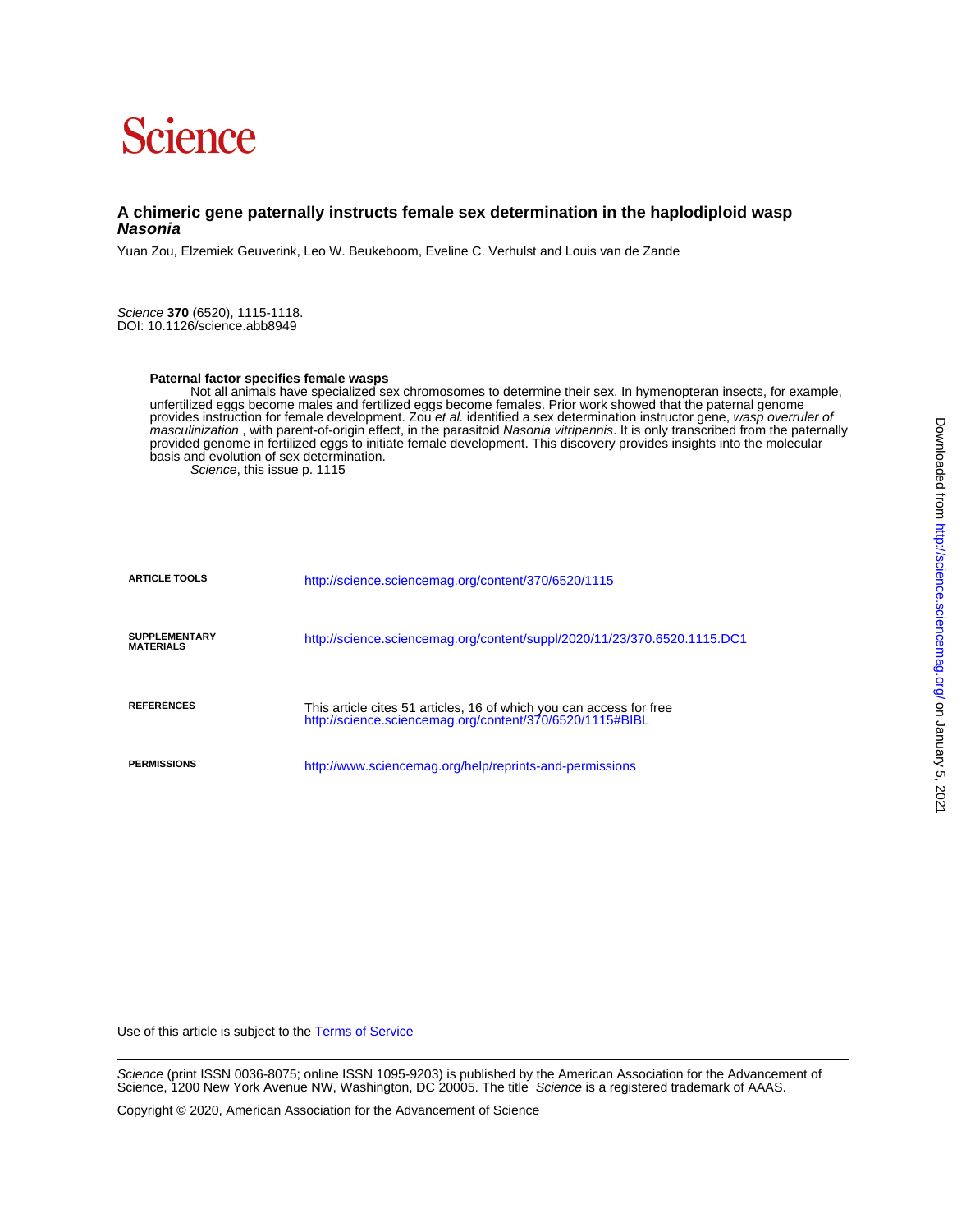# Science

## A chimeric gene paternally instructs female sex determination in the haplodiploid wasp *Nasonia*

Yuan Zou, Elzemiek Geuverink, Leo W. Beukeboom, Eveline C. Verhulst and Louis van de Zande

*Science* **370** (6520), 1115-1118.
DOI: 10.1126/science.abb8949

**Paternal factor specifies female wasps**

Not all animals have specialized sex chromosomes to determine their sex. In hymenopteran insects, for example, unfertilized eggs become males and fertilized eggs become females. Prior work showed that the paternal genome provides instruction for female development. Zou *et al.* identified a sex determination instructor gene, *wasp overruler of masculinization* , with parent-of-origin effect, in the parasitoid *Nasonia vitripennis*. It is only transcribed from the paternally provided genome in fertilized eggs to initiate female development. This discovery provides insights into the molecular basis and evolution of sex determination.

*Science*, this issue p. 1115

| | |
|---|---|
| **ARTICLE TOOLS** | http://science.sciencemag.org/content/370/6520/1115 |
| **SUPPLEMENTARY MATERIALS** | http://science.sciencemag.org/content/suppl/2020/11/23/370.6520.1115.DC1 |
| **REFERENCES** | This article cites 51 articles, 16 of which you can access for free http://science.sciencemag.org/content/370/6520/1115#BIBL |
| **PERMISSIONS** | http://www.sciencemag.org/help/reprints-and-permissions |

Use of this article is subject to the Terms of Service

*Science* (print ISSN 0036-8075; online ISSN 1095-9203) is published by the American Association for the Advancement of Science, 1200 New York Avenue NW, Washington, DC 20005. The title *Science* is a registered trademark of AAAS.

Copyright © 2020, American Association for the Advancement of Science

Downloaded from http://science.sciencemag.org/ on January 5, 2021